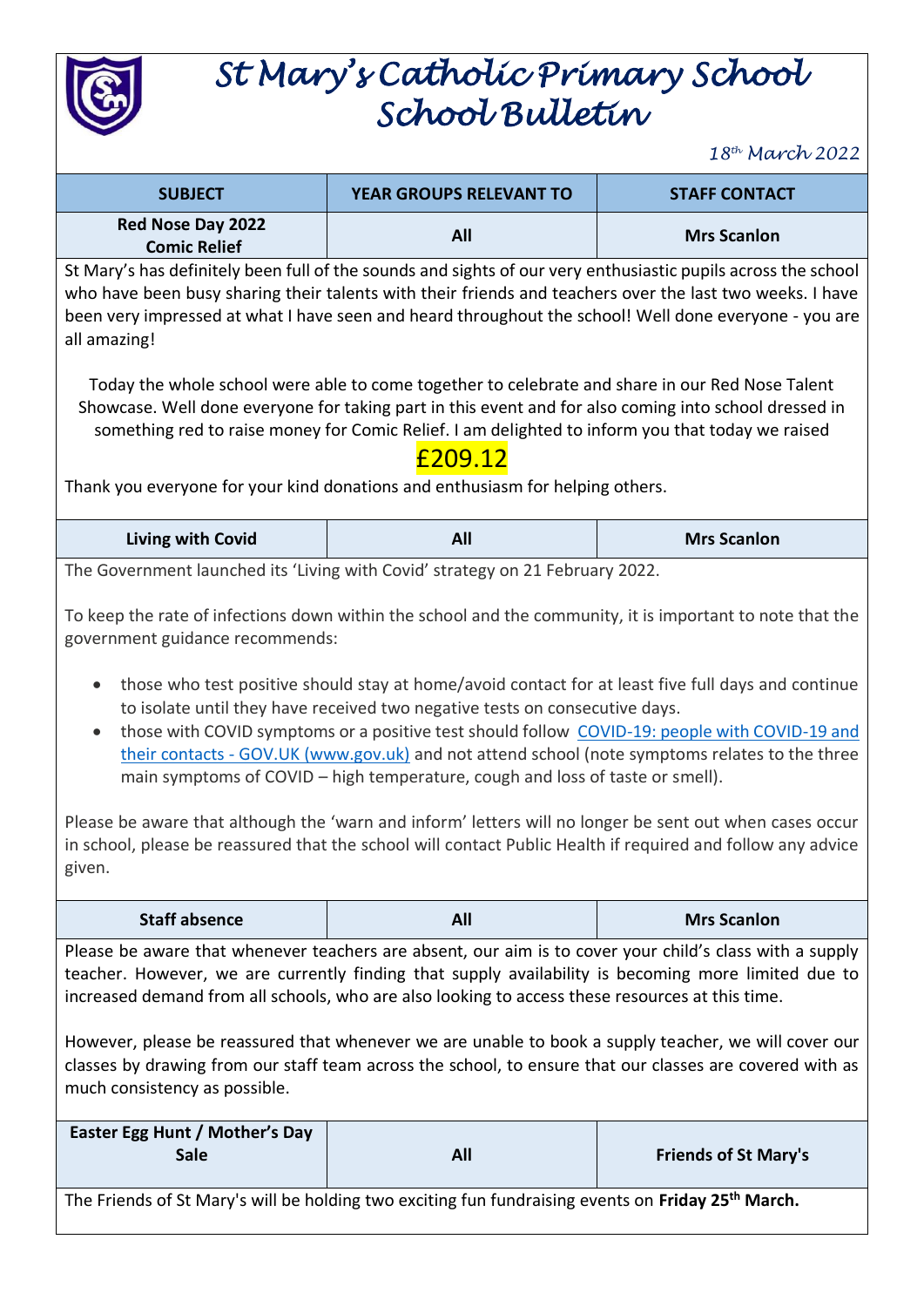# St Mary's Catholic Primary School
# School Bulletin

*18th March 2022*

| SUBJECT | YEAR GROUPS RELEVANT TO | STAFF CONTACT |
|---|---|---|
| **Red Nose Day 2022 Comic Relief** | **All** | **Mrs Scanlon** |

St Mary's has definitely been full of the sounds and sights of our very enthusiastic pupils across the school who have been busy sharing their talents with their friends and teachers over the last two weeks. I have been very impressed at what I have seen and heard throughout the school! Well done everyone - you are all amazing!

Today the whole school were able to come together to celebrate and share in our Red Nose Talent Showcase. Well done everyone for taking part in this event and for also coming into school dressed in something red to raise money for Comic Relief. I am delighted to inform you that today we raised

£209.12

Thank you everyone for your kind donations and enthusiasm for helping others.

| SUBJECT | YEAR GROUPS RELEVANT TO | STAFF CONTACT |
|---|---|---|
| **Living with Covid** | **All** | **Mrs Scanlon** |

The Government launched its 'Living with Covid' strategy on 21 February 2022.

To keep the rate of infections down within the school and the community, it is important to note that the government guidance recommends:

- those who test positive should stay at home/avoid contact for at least five full days and continue to isolate until they have received two negative tests on consecutive days.
- those with COVID symptoms or a positive test should follow [COVID-19: people with COVID-19 and their contacts - GOV.UK (www.gov.uk)](https://www.gov.uk) and not attend school (note symptoms relates to the three main symptoms of COVID – high temperature, cough and loss of taste or smell).

Please be aware that although the 'warn and inform' letters will no longer be sent out when cases occur in school, please be reassured that the school will contact Public Health if required and follow any advice given.

| SUBJECT | YEAR GROUPS RELEVANT TO | STAFF CONTACT |
|---|---|---|
| **Staff absence** | **All** | **Mrs Scanlon** |

Please be aware that whenever teachers are absent, our aim is to cover your child's class with a supply teacher. However, we are currently finding that supply availability is becoming more limited due to increased demand from all schools, who are also looking to access these resources at this time.

However, please be reassured that whenever we are unable to book a supply teacher, we will cover our classes by drawing from our staff team across the school, to ensure that our classes are covered with as much consistency as possible.

| SUBJECT | YEAR GROUPS RELEVANT TO | STAFF CONTACT |
|---|---|---|
| **Easter Egg Hunt / Mother's Day Sale** | **All** | **Friends of St Mary's** |

The Friends of St Mary's will be holding two exciting fun fundraising events on **Friday 25th March.**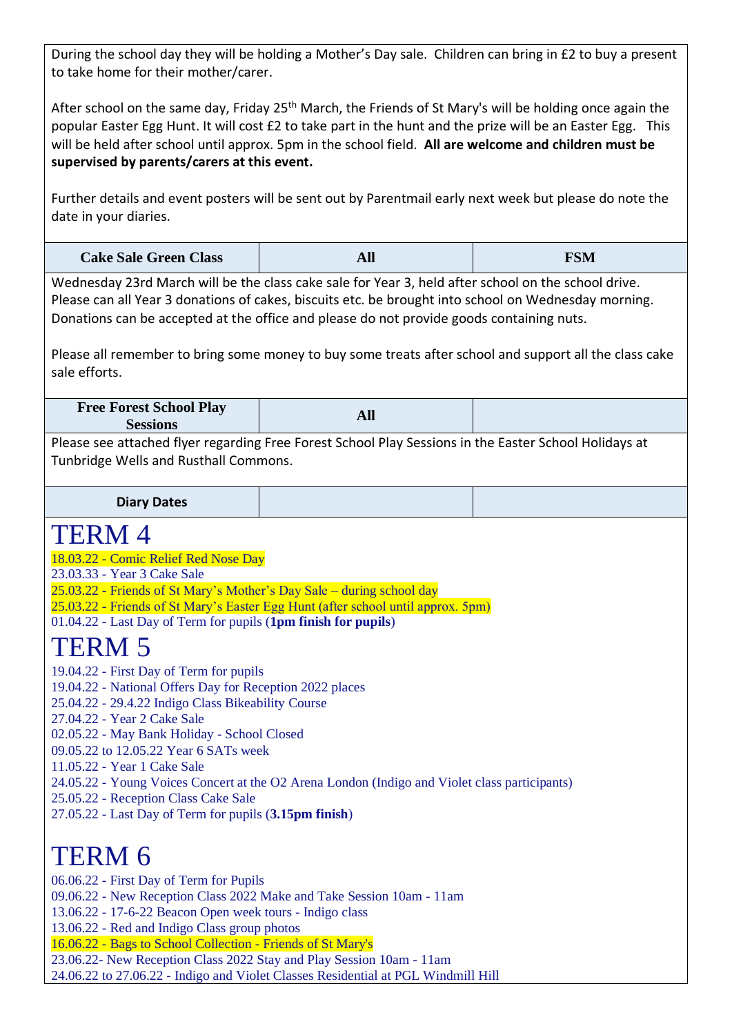During the school day they will be holding a Mother's Day sale. Children can bring in £2 to buy a present to take home for their mother/carer.

After school on the same day, Friday 25th March, the Friends of St Mary's will be holding once again the popular Easter Egg Hunt. It will cost £2 to take part in the hunt and the prize will be an Easter Egg. This will be held after school until approx. 5pm in the school field. **All are welcome and children must be supervised by parents/carers at this event.**

Further details and event posters will be sent out by Parentmail early next week but please do note the date in your diaries.

| Cake Sale Green Class | All | FSM |
|---|---|---|

Wednesday 23rd March will be the class cake sale for Year 3, held after school on the school drive. Please can all Year 3 donations of cakes, biscuits etc. be brought into school on Wednesday morning. Donations can be accepted at the office and please do not provide goods containing nuts.

Please all remember to bring some money to buy some treats after school and support all the class cake sale efforts.

| Free Forest School Play Sessions | All | |
|---|---|---|

Please see attached flyer regarding Free Forest School Play Sessions in the Easter School Holidays at Tunbridge Wells and Rusthall Commons.

| Diary Dates | | |
|---|---|---|

# TERM 4

18.03.22 - Comic Relief Red Nose Day
23.03.33 - Year 3 Cake Sale
25.03.22 - Friends of St Mary's Mother's Day Sale – during school day
25.03.22 - Friends of St Mary's Easter Egg Hunt (after school until approx. 5pm)
01.04.22 - Last Day of Term for pupils (**1pm finish for pupils**)

# TERM 5

19.04.22 - First Day of Term for pupils
19.04.22 - National Offers Day for Reception 2022 places
25.04.22 - 29.4.22 Indigo Class Bikeability Course
27.04.22 - Year 2 Cake Sale
02.05.22 - May Bank Holiday - School Closed
09.05.22 to 12.05.22 Year 6 SATs week
11.05.22 - Year 1 Cake Sale
24.05.22 - Young Voices Concert at the O2 Arena London (Indigo and Violet class participants)
25.05.22 - Reception Class Cake Sale
27.05.22 - Last Day of Term for pupils (**3.15pm finish**)

# TERM 6

06.06.22 - First Day of Term for Pupils
09.06.22 - New Reception Class 2022 Make and Take Session 10am - 11am
13.06.22 - 17-6-22 Beacon Open week tours - Indigo class
13.06.22 - Red and Indigo Class group photos
16.06.22 - Bags to School Collection - Friends of St Mary's
23.06.22- New Reception Class 2022 Stay and Play Session 10am - 11am
24.06.22 to 27.06.22 - Indigo and Violet Classes Residential at PGL Windmill Hill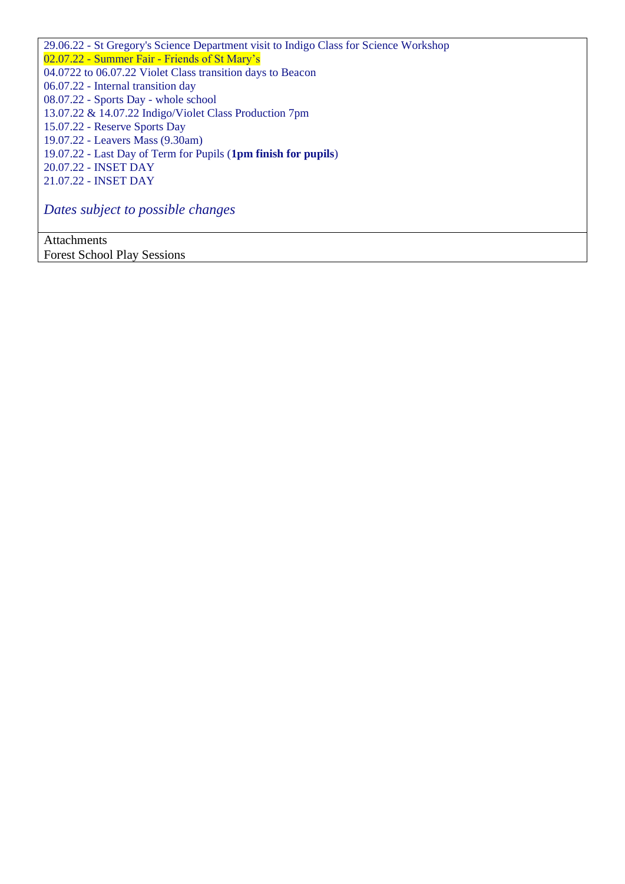29.06.22 - St Gregory's Science Department visit to Indigo Class for Science Workshop
02.07.22 - Summer Fair - Friends of St Mary's
04.0722 to 06.07.22 Violet Class transition days to Beacon
06.07.22 - Internal transition day
08.07.22 - Sports Day - whole school
13.07.22 & 14.07.22 Indigo/Violet Class Production 7pm
15.07.22 - Reserve Sports Day
19.07.22 - Leavers Mass (9.30am)
19.07.22 - Last Day of Term for Pupils (**1pm finish for pupils**)
20.07.22 - INSET DAY
21.07.22 - INSET DAY

*Dates subject to possible changes*

Attachments
Forest School Play Sessions